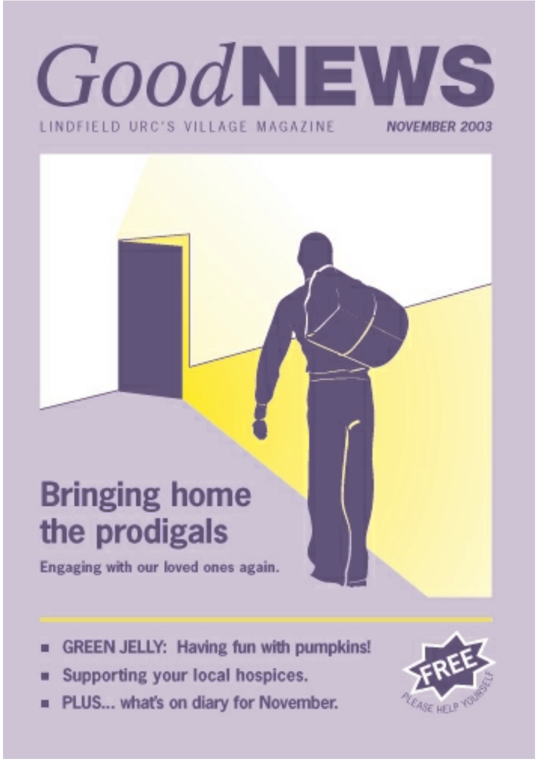# *Good* NEWS

LINDFIELD URC'S VILLAGE MAGAZINE

***NOVEMBER 2003***

## Bringing home the prodigals

**Engaging with our loved ones again.**

- **GREEN JELLY: Having fun with pumpkins!**
- **Supporting your local hospices.**
- **PLUS... what's on diary for November.**

**FREE**

PLEASE HELP YOURSELF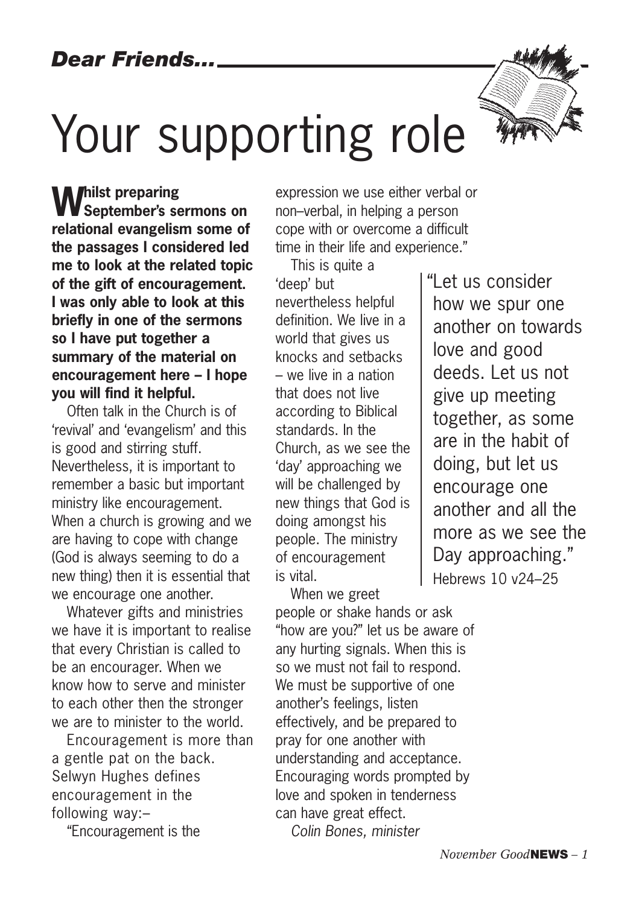*Dear Friends...*

# Your supporting role

**Whilst preparing September's sermons on relational evangelism some of the passages I considered led me to look at the related topic of the gift of encouragement. I was only able to look at this briefly in one of the sermons so I have put together a summary of the material on encouragement here – I hope you will find it helpful.**

Often talk in the Church is of 'revival' and 'evangelism' and this is good and stirring stuff. Nevertheless, it is important to remember a basic but important ministry like encouragement. When a church is growing and we are having to cope with change (God is always seeming to do a new thing) then it is essential that we encourage one another.

Whatever gifts and ministries we have it is important to realise that every Christian is called to be an encourager. When we know how to serve and minister to each other then the stronger we are to minister to the world.

Encouragement is more than a gentle pat on the back. Selwyn Hughes defines encouragement in the following way:–

"Encouragement is the expression we use either verbal or non–verbal, in helping a person cope with or overcome a difficult time in their life and experience."

This is quite a 'deep' but nevertheless helpful definition. We live in a world that gives us knocks and setbacks – we live in a nation that does not live according to Biblical standards. In the Church, as we see the 'day' approaching we will be challenged by new things that God is doing amongst his people. The ministry of encouragement is vital.

> "Let us consider how we spur one another on towards love and good deeds. Let us not give up meeting together, as some are in the habit of doing, but let us encourage one another and all the more as we see the Day approaching."
> Hebrews 10 v24–25

When we greet people or shake hands or ask "how are you?" let us be aware of any hurting signals. When this is so we must not fail to respond. We must be supportive of one another's feelings, listen effectively, and be prepared to pray for one another with understanding and acceptance. Encouraging words prompted by love and spoken in tenderness can have great effect.

*Colin Bones, minister*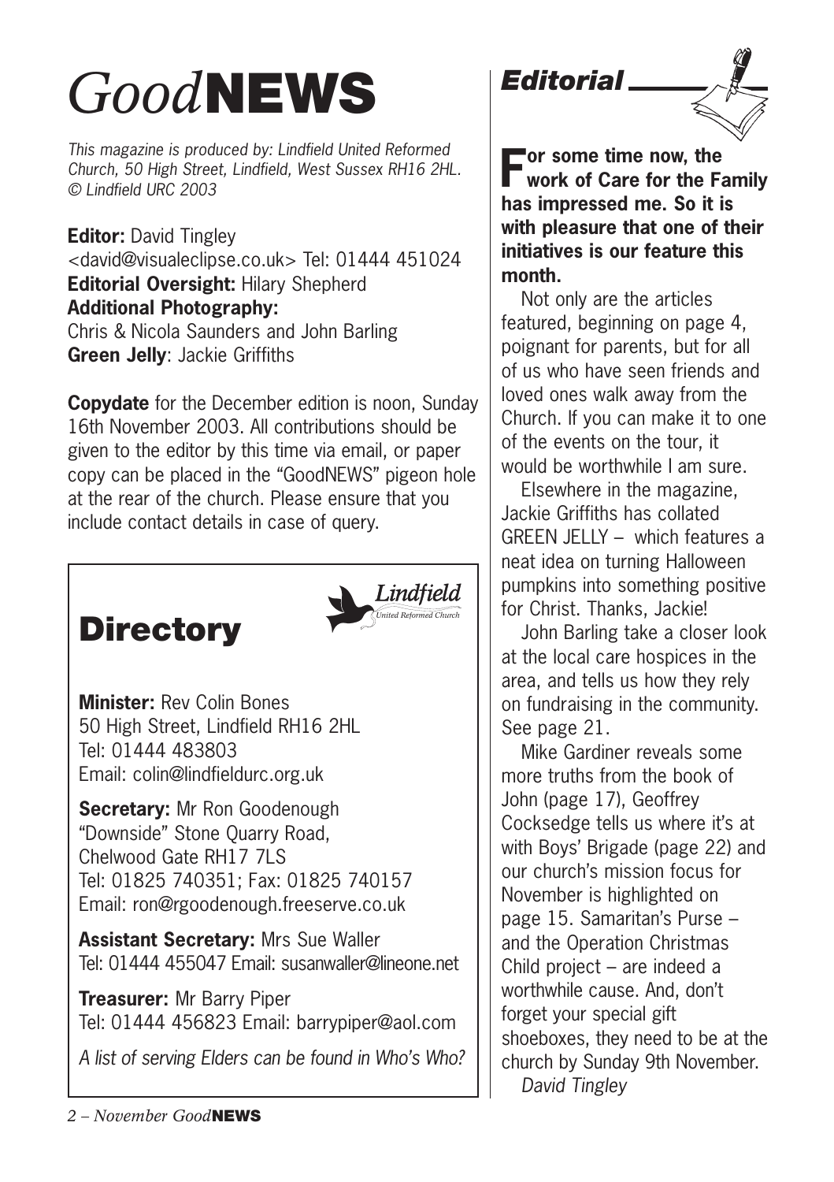# *Good*NEWS

*This magazine is produced by: Lindfield United Reformed Church, 50 High Street, Lindfield, West Sussex RH16 2HL. © Lindfield URC 2003*

**Editor:** David Tingley
<david@visualeclipse.co.uk> Tel: 01444 451024
**Editorial Oversight:** Hilary Shepherd
**Additional Photography:**
Chris & Nicola Saunders and John Barling
**Green Jelly**: Jackie Griffiths

**Copydate** for the December edition is noon, Sunday 16th November 2003. All contributions should be given to the editor by this time via email, or paper copy can be placed in the "GoodNEWS" pigeon hole at the rear of the church. Please ensure that you include contact details in case of query.

## Directory

Lindfield
United Reformed Church

**Minister:** Rev Colin Bones
50 High Street, Lindfield RH16 2HL
Tel: 01444 483803
Email: colin@lindfieldurc.org.uk

**Secretary:** Mr Ron Goodenough
"Downside" Stone Quarry Road,
Chelwood Gate RH17 7LS
Tel: 01825 740351; Fax: 01825 740157
Email: ron@rgoodenough.freeserve.co.uk

**Assistant Secretary:** Mrs Sue Waller
Tel: 01444 455047 Email: susanwaller@lineone.net

**Treasurer:** Mr Barry Piper
Tel: 01444 456823 Email: barrypiper@aol.com

*A list of serving Elders can be found in Who's Who?*

## *Editorial*

**For some time now, the work of Care for the Family has impressed me. So it is with pleasure that one of their initiatives is our feature this month.**

Not only are the articles featured, beginning on page 4, poignant for parents, but for all of us who have seen friends and loved ones walk away from the Church. If you can make it to one of the events on the tour, it would be worthwhile I am sure.

Elsewhere in the magazine, Jackie Griffiths has collated GREEN JELLY – which features a neat idea on turning Halloween pumpkins into something positive for Christ. Thanks, Jackie!

John Barling take a closer look at the local care hospices in the area, and tells us how they rely on fundraising in the community. See page 21.

Mike Gardiner reveals some more truths from the book of John (page 17), Geoffrey Cocksedge tells us where it's at with Boys' Brigade (page 22) and our church's mission focus for November is highlighted on page 15. Samaritan's Purse – and the Operation Christmas Child project – are indeed a worthwhile cause. And, don't forget your special gift shoeboxes, they need to be at the church by Sunday 9th November.

*David Tingley*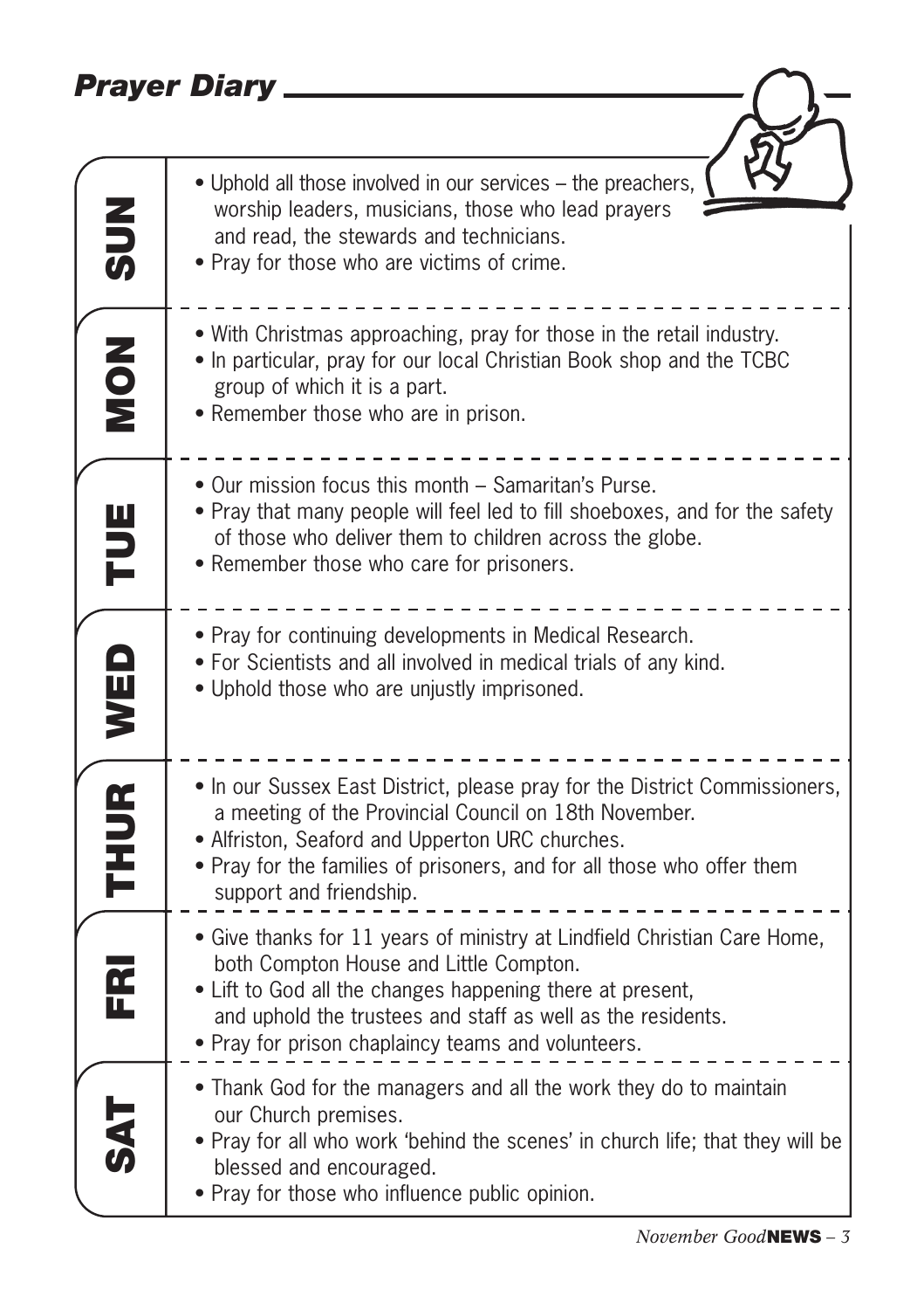## Prayer Diary

### SUN

- Uphold all those involved in our services – the preachers, worship leaders, musicians, those who lead prayers and read, the stewards and technicians.
- Pray for those who are victims of crime.

### MON

- With Christmas approaching, pray for those in the retail industry.
- In particular, pray for our local Christian Book shop and the TCBC group of which it is a part.
- Remember those who are in prison.

### TUE

- Our mission focus this month – Samaritan's Purse.
- Pray that many people will feel led to fill shoeboxes, and for the safety of those who deliver them to children across the globe.
- Remember those who care for prisoners.

### WED

- Pray for continuing developments in Medical Research.
- For Scientists and all involved in medical trials of any kind.
- Uphold those who are unjustly imprisoned.

### THUR

- In our Sussex East District, please pray for the District Commissioners, a meeting of the Provincial Council on 18th November.
- Alfriston, Seaford and Upperton URC churches.
- Pray for the families of prisoners, and for all those who offer them support and friendship.

### FRI

- Give thanks for 11 years of ministry at Lindfield Christian Care Home, both Compton House and Little Compton.
- Lift to God all the changes happening there at present, and uphold the trustees and staff as well as the residents.
- Pray for prison chaplaincy teams and volunteers.

### SAT

- Thank God for the managers and all the work they do to maintain our Church premises.
- Pray for all who work 'behind the scenes' in church life; that they will be blessed and encouraged.
- Pray for those who influence public opinion.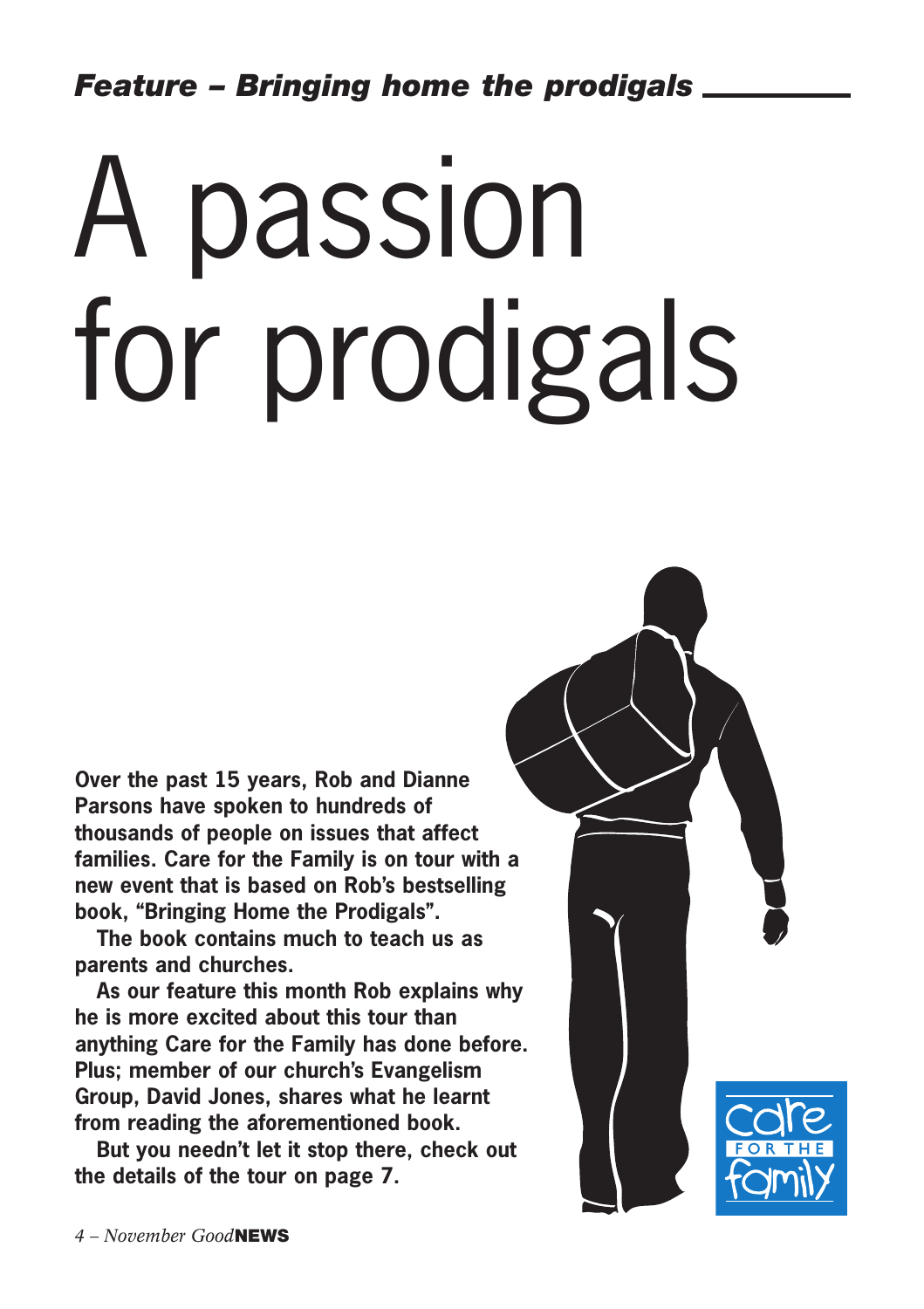*Feature – Bringing home the prodigals*

# A passion for prodigals

**Over the past 15 years, Rob and Dianne Parsons have spoken to hundreds of thousands of people on issues that affect families. Care for the Family is on tour with a new event that is based on Rob's bestselling book, "Bringing Home the Prodigals".**

**The book contains much to teach us as parents and churches.**

**As our feature this month Rob explains why he is more excited about this tour than anything Care for the Family has done before. Plus; member of our church's Evangelism Group, David Jones, shares what he learnt from reading the aforementioned book.**

**But you needn't let it stop there, check out the details of the tour on page 7.**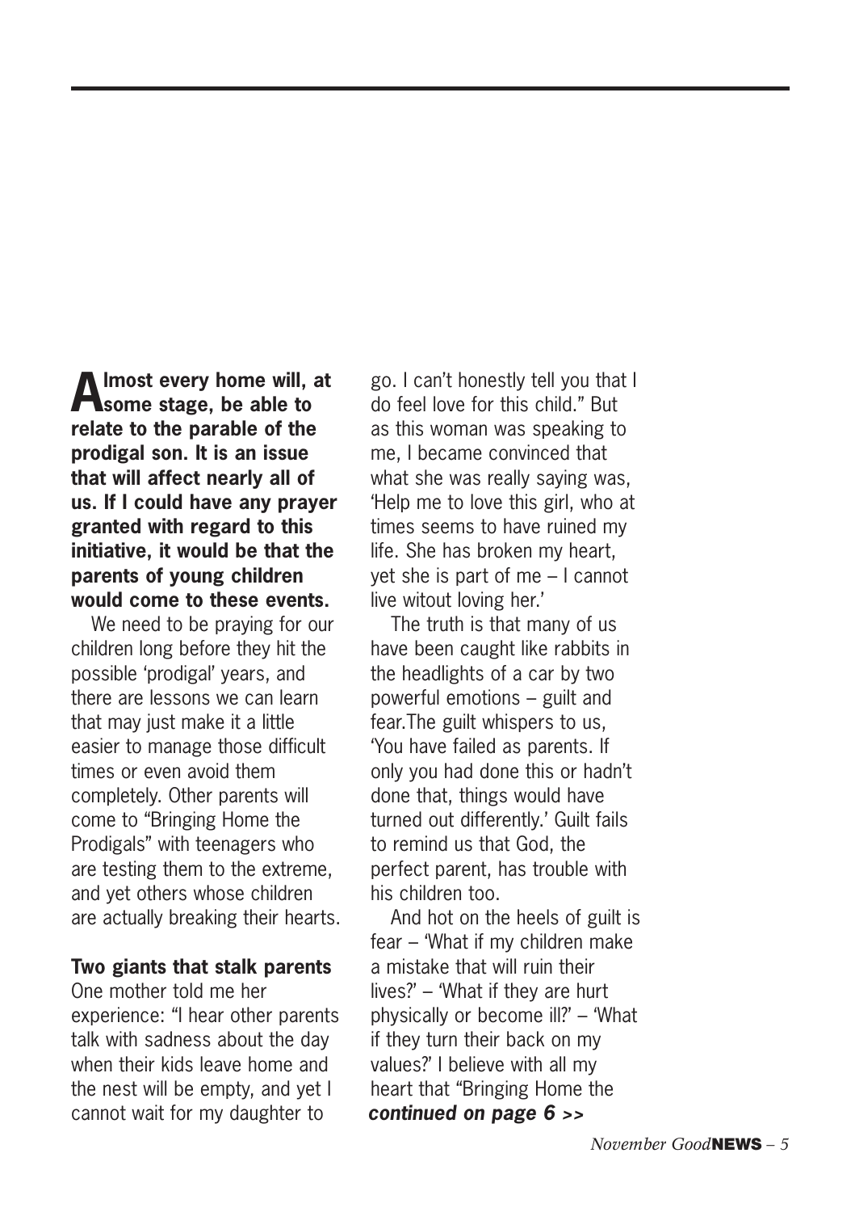**Almost every home will, at some stage, be able to relate to the parable of the prodigal son. It is an issue that will affect nearly all of us. If I could have any prayer granted with regard to this initiative, it would be that the parents of young children would come to these events.**

We need to be praying for our children long before they hit the possible 'prodigal' years, and there are lessons we can learn that may just make it a little easier to manage those difficult times or even avoid them completely. Other parents will come to "Bringing Home the Prodigals" with teenagers who are testing them to the extreme, and yet others whose children are actually breaking their hearts.

**Two giants that stalk parents**

One mother told me her experience: "I hear other parents talk with sadness about the day when their kids leave home and the nest will be empty, and yet I cannot wait for my daughter to go. I can't honestly tell you that I do feel love for this child." But as this woman was speaking to me, I became convinced that what she was really saying was, 'Help me to love this girl, who at times seems to have ruined my life. She has broken my heart, yet she is part of me – I cannot live witout loving her.'

The truth is that many of us have been caught like rabbits in the headlights of a car by two powerful emotions – guilt and fear.The guilt whispers to us, 'You have failed as parents. If only you had done this or hadn't done that, things would have turned out differently.' Guilt fails to remind us that God, the perfect parent, has trouble with his children too.

And hot on the heels of guilt is fear – 'What if my children make a mistake that will ruin their lives?' – 'What if they are hurt physically or become ill?' – 'What if they turn their back on my values?' I believe with all my heart that "Bringing Home the

***continued on page 6 >>***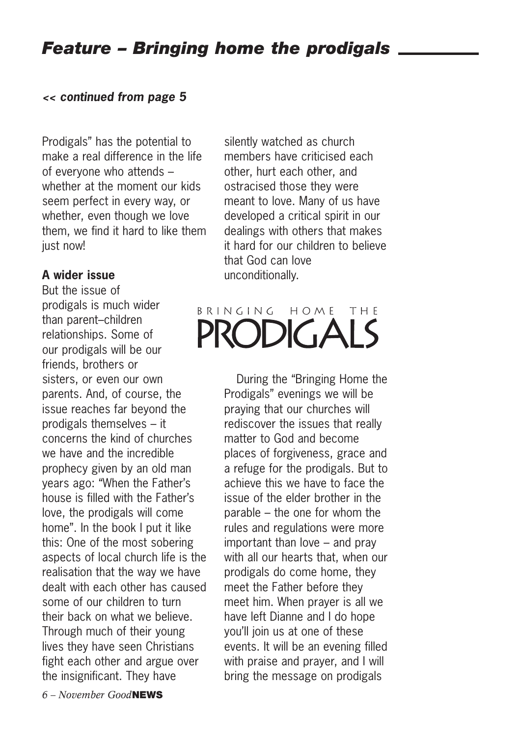# Feature – Bringing home the prodigals

***<< continued from page 5***

Prodigals" has the potential to make a real difference in the life of everyone who attends – whether at the moment our kids seem perfect in every way, or whether, even though we love them, we find it hard to like them just now!

**A wider issue**

But the issue of prodigals is much wider than parent–children relationships. Some of our prodigals will be our friends, brothers or sisters, or even our own parents. And, of course, the issue reaches far beyond the prodigals themselves – it concerns the kind of churches we have and the incredible prophecy given by an old man years ago: "When the Father's house is filled with the Father's love, the prodigals will come home". In the book I put it like this: One of the most sobering aspects of local church life is the realisation that the way we have dealt with each other has caused some of our children to turn their back on what we believe. Through much of their young lives they have seen Christians fight each other and argue over the insignificant. They have silently watched as church members have criticised each other, hurt each other, and ostracised those they were meant to love. Many of us have developed a critical spirit in our dealings with others that makes it hard for our children to believe that God can love unconditionally.

BRINGING HOME THE
PRODIGALS

During the "Bringing Home the Prodigals" evenings we will be praying that our churches will rediscover the issues that really matter to God and become places of forgiveness, grace and a refuge for the prodigals. But to achieve this we have to face the issue of the elder brother in the parable – the one for whom the rules and regulations were more important than love – and pray with all our hearts that, when our prodigals do come home, they meet the Father before they meet him. When prayer is all we have left Dianne and I do hope you'll join us at one of these events. It will be an evening filled with praise and prayer, and I will bring the message on prodigals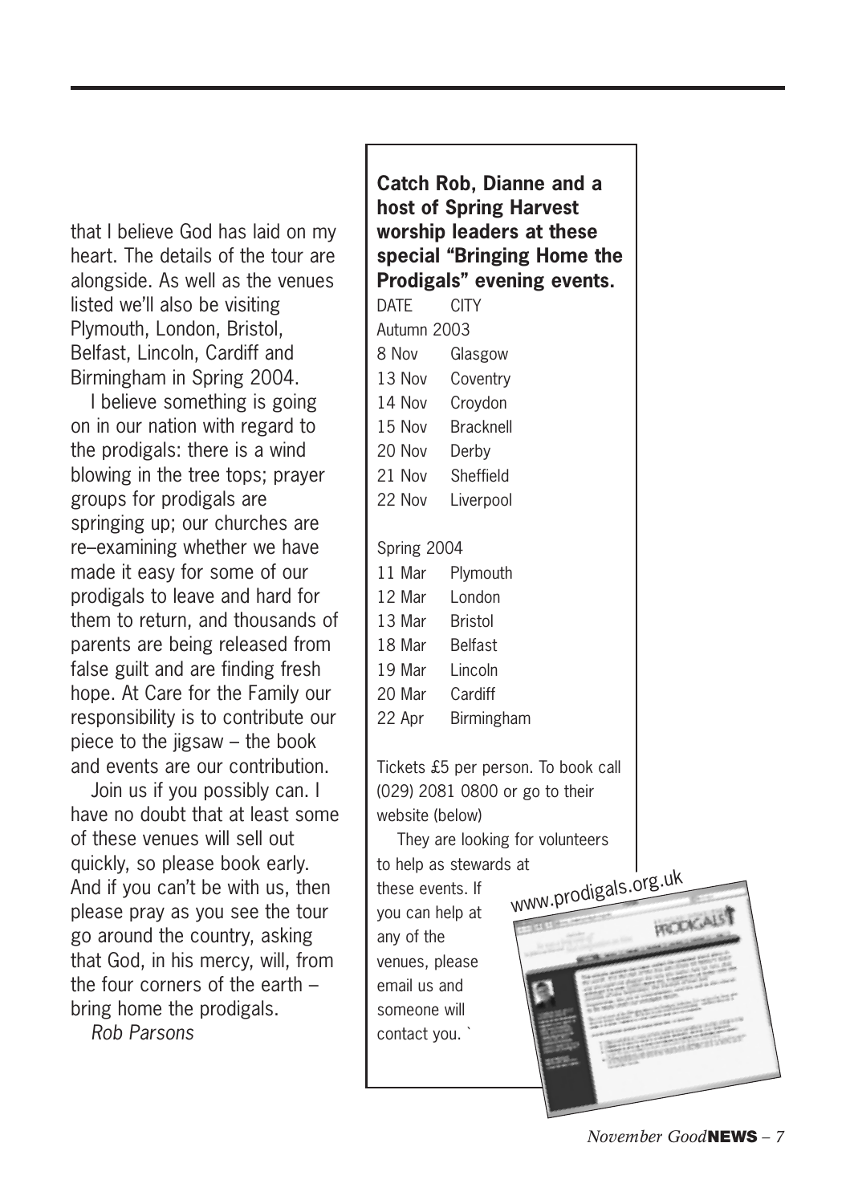that I believe God has laid on my heart. The details of the tour are alongside. As well as the venues listed we'll also be visiting Plymouth, London, Bristol, Belfast, Lincoln, Cardiff and Birmingham in Spring 2004.

I believe something is going on in our nation with regard to the prodigals: there is a wind blowing in the tree tops; prayer groups for prodigals are springing up; our churches are re–examining whether we have made it easy for some of our prodigals to leave and hard for them to return, and thousands of parents are being released from false guilt and are finding fresh hope. At Care for the Family our responsibility is to contribute our piece to the jigsaw – the book and events are our contribution.

Join us if you possibly can. I have no doubt that at least some of these venues will sell out quickly, so please book early. And if you can't be with us, then please pray as you see the tour go around the country, asking that God, in his mercy, will, from the four corners of the earth – bring home the prodigals.

*Rob Parsons*

**Catch Rob, Dianne and a host of Spring Harvest worship leaders at these special "Bringing Home the Prodigals" evening events.**

| DATE | CITY |
|---|---|
| Autumn 2003 | |
| 8 Nov | Glasgow |
| 13 Nov | Coventry |
| 14 Nov | Croydon |
| 15 Nov | Bracknell |
| 20 Nov | Derby |
| 21 Nov | Sheffield |
| 22 Nov | Liverpool |
| Spring 2004 | |
| 11 Mar | Plymouth |
| 12 Mar | London |
| 13 Mar | Bristol |
| 18 Mar | Belfast |
| 19 Mar | Lincoln |
| 20 Mar | Cardiff |
| 22 Apr | Birmingham |

Tickets £5 per person. To book call (029) 2081 0800 or go to their website (below)

They are looking for volunteers to help as stewards at these events. If you can help at any of the venues, please email us and someone will contact you. `

www.prodigals.org.uk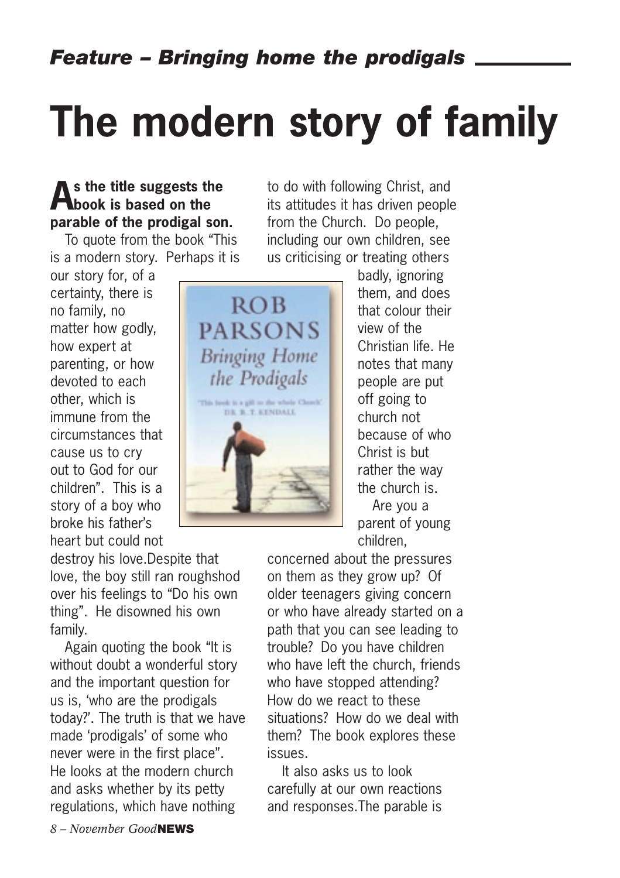*Feature – Bringing home the prodigals*

# The modern story of family

**As the title suggests the book is based on the parable of the prodigal son.**

To quote from the book "This is a modern story. Perhaps it is our story for, of a certainty, there is no family, no matter how godly, how expert at parenting, or how devoted to each other, which is immune from the circumstances that cause us to cry out to God for our children". This is a story of a boy who broke his father's heart but could not destroy his love.Despite that love, the boy still ran roughshod over his feelings to "Do his own thing". He disowned his own family.

Again quoting the book "It is without doubt a wonderful story and the important question for us is, 'who are the prodigals today?'. The truth is that we have made 'prodigals' of some who never were in the first place". He looks at the modern church and asks whether by its petty regulations, which have nothing to do with following Christ, and its attitudes it has driven people from the Church. Do people, including our own children, see us criticising or treating others badly, ignoring them, and does that colour their view of the Christian life. He notes that many people are put off going to church not because of who Christ is but rather the way the church is.

Are you a parent of young children, concerned about the pressures on them as they grow up? Of older teenagers giving concern or who have already started on a path that you can see leading to trouble? Do you have children who have left the church, friends who have stopped attending? How do we react to these situations? How do we deal with them? The book explores these issues.

It also asks us to look carefully at our own reactions and responses.The parable is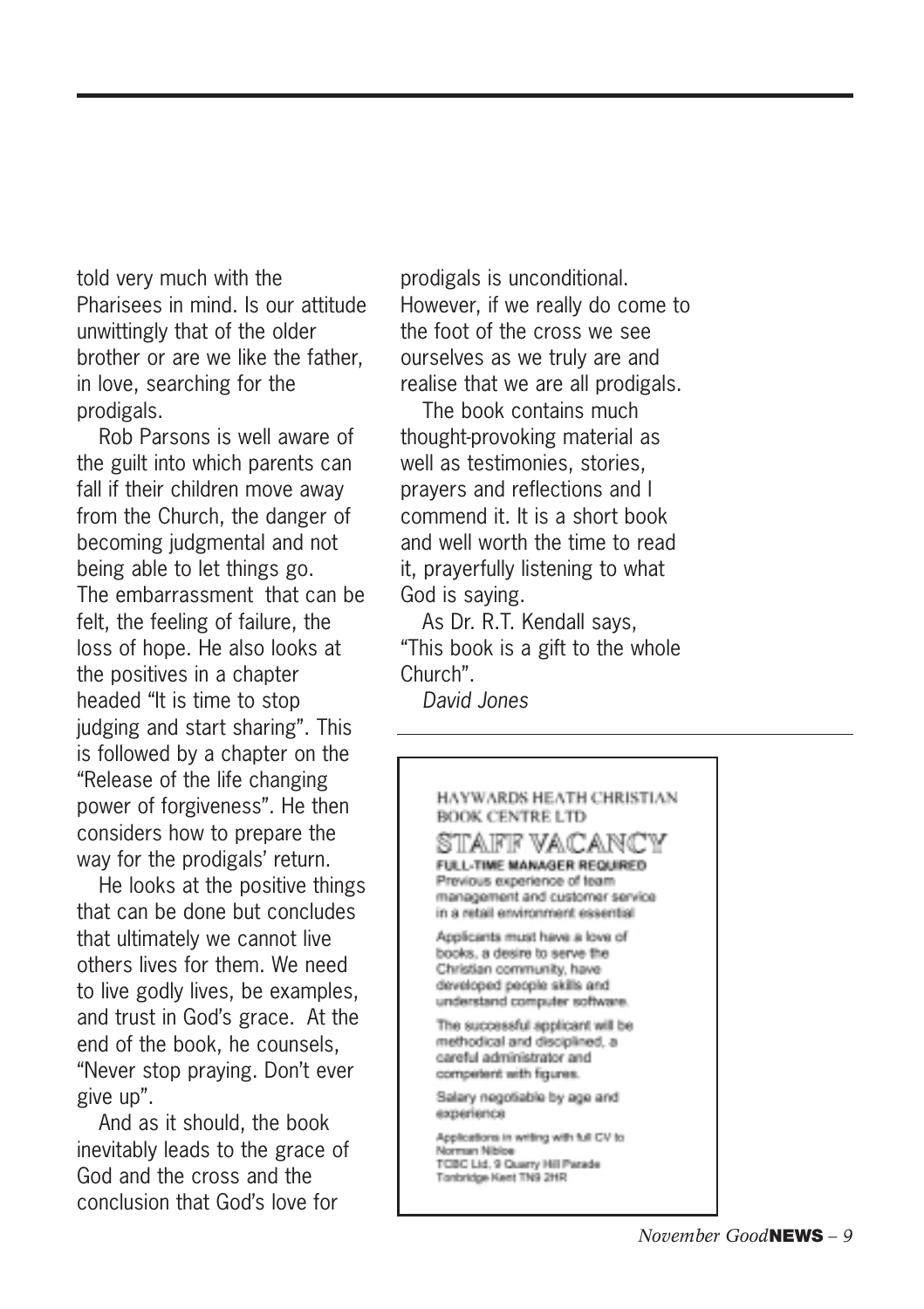told very much with the Pharisees in mind. Is our attitude unwittingly that of the older brother or are we like the father, in love, searching for the prodigals.

Rob Parsons is well aware of the guilt into which parents can fall if their children move away from the Church, the danger of becoming judgmental and not being able to let things go. The embarrassment that can be felt, the feeling of failure, the loss of hope. He also looks at the positives in a chapter headed "It is time to stop judging and start sharing". This is followed by a chapter on the "Release of the life changing power of forgiveness". He then considers how to prepare the way for the prodigals' return.

He looks at the positive things that can be done but concludes that ultimately we cannot live others lives for them. We need to live godly lives, be examples, and trust in God's grace. At the end of the book, he counsels, "Never stop praying. Don't ever give up".

And as it should, the book inevitably leads to the grace of God and the cross and the conclusion that God's love for prodigals is unconditional. However, if we really do come to the foot of the cross we see ourselves as we truly are and realise that we are all prodigals.

The book contains much thought-provoking material as well as testimonies, stories, prayers and reflections and I commend it. It is a short book and well worth the time to read it, prayerfully listening to what God is saying.

As Dr. R.T. Kendall says, "This book is a gift to the whole Church".

*David Jones*

---

HAYWARDS HEATH CHRISTIAN BOOK CENTRE LTD

## STAFF VACANCY

**FULL-TIME MANAGER REQUIRED**

Previous experience of team management and customer service in a retail environment essential

Applicants must have a love of books, a desire to serve the Christian community, have developed people skills and understand computer software.

The successful applicant will be methodical and disciplined, a careful administrator and competent with figures.

Salary negotiable by age and experience

Applications in writing with full CV to
Norman Nibloe
TCBC Ltd, 9 Quarry Hill Parade
Tonbridge Kent TN9 2HR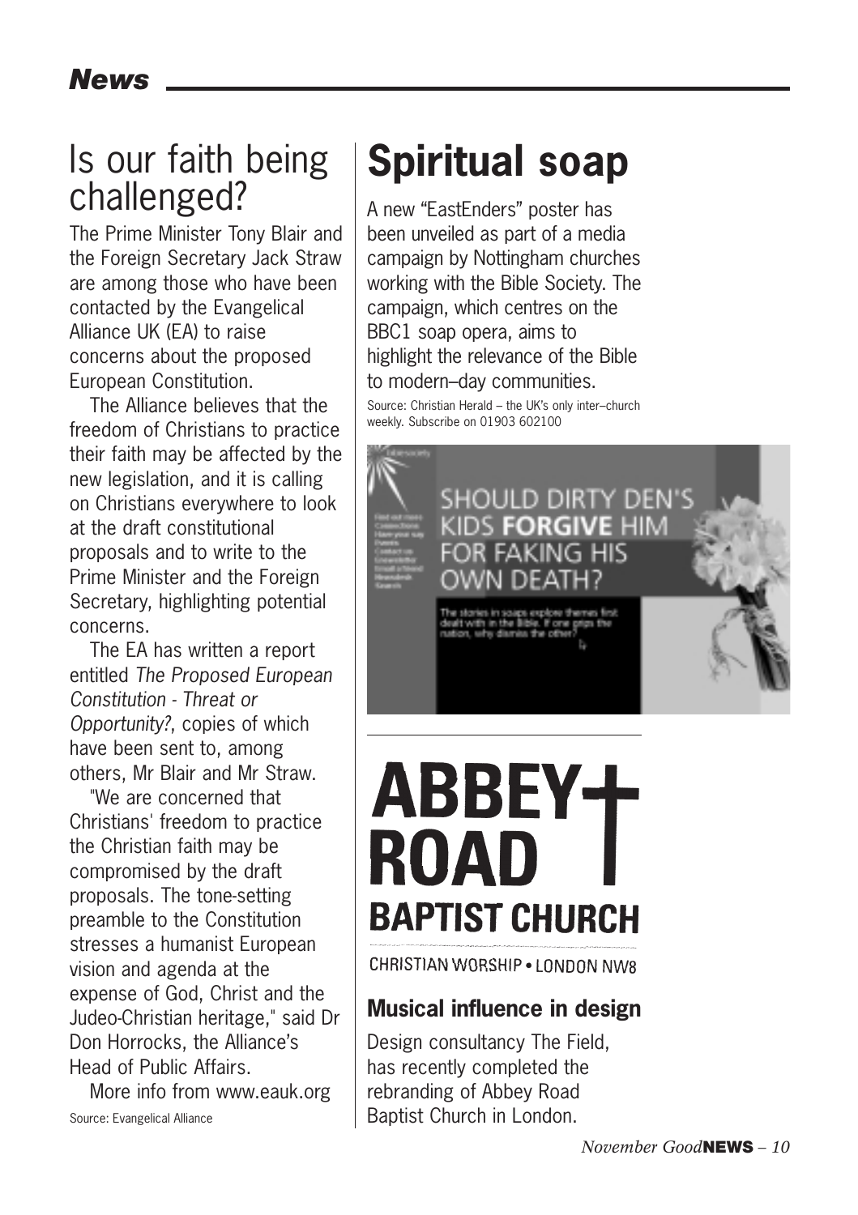# News

## Is our faith being challenged?

The Prime Minister Tony Blair and the Foreign Secretary Jack Straw are among those who have been contacted by the Evangelical Alliance UK (EA) to raise concerns about the proposed European Constitution.

The Alliance believes that the freedom of Christians to practice their faith may be affected by the new legislation, and it is calling on Christians everywhere to look at the draft constitutional proposals and to write to the Prime Minister and the Foreign Secretary, highlighting potential concerns.

The EA has written a report entitled *The Proposed European Constitution - Threat or Opportunity?*, copies of which have been sent to, among others, Mr Blair and Mr Straw.

"We are concerned that Christians' freedom to practice the Christian faith may be compromised by the draft proposals. The tone-setting preamble to the Constitution stresses a humanist European vision and agenda at the expense of God, Christ and the Judeo-Christian heritage," said Dr Don Horrocks, the Alliance's Head of Public Affairs.

More info from www.eauk.org

Source: Evangelical Alliance

## Spiritual soap

A new "EastEnders" poster has been unveiled as part of a media campaign by Nottingham churches working with the Bible Society. The campaign, which centres on the BBC1 soap opera, aims to highlight the relevance of the Bible to modern–day communities.

Source: Christian Herald – the UK's only inter–church weekly. Subscribe on 01903 602100

SHOULD DIRTY DEN'S KIDS **FORGIVE** HIM FOR FAKING HIS OWN DEATH?

The stories in soaps explore themes first dealt with in the Bible. If one grips the nation, why dismiss the other?

**ABBEY ROAD BAPTIST CHURCH**

CHRISTIAN WORSHIP • LONDON NW8

### Musical influence in design

Design consultancy The Field, has recently completed the rebranding of Abbey Road Baptist Church in London.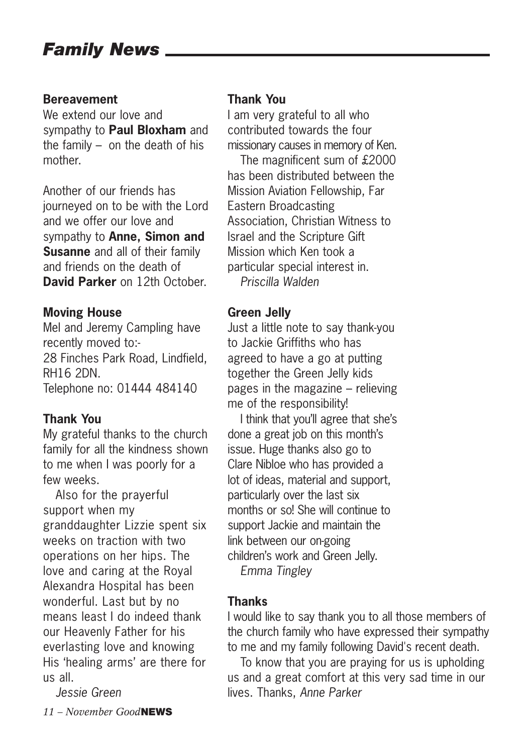# Family News

**Bereavement**

We extend our love and sympathy to **Paul Bloxham** and the family – on the death of his mother.

Another of our friends has journeyed on to be with the Lord and we offer our love and sympathy to **Anne, Simon and Susanne** and all of their family and friends on the death of **David Parker** on 12th October.

**Moving House**

Mel and Jeremy Campling have recently moved to:-
28 Finches Park Road, Lindfield, RH16 2DN.
Telephone no: 01444 484140

**Thank You**

My grateful thanks to the church family for all the kindness shown to me when I was poorly for a few weeks.

Also for the prayerful support when my granddaughter Lizzie spent six weeks on traction with two operations on her hips. The love and caring at the Royal Alexandra Hospital has been wonderful. Last but by no means least I do indeed thank our Heavenly Father for his everlasting love and knowing His 'healing arms' are there for us all.

*Jessie Green*

**Thank You**

I am very grateful to all who contributed towards the four missionary causes in memory of Ken.

The magnificent sum of £2000 has been distributed between the Mission Aviation Fellowship, Far Eastern Broadcasting Association, Christian Witness to Israel and the Scripture Gift Mission which Ken took a particular special interest in.

*Priscilla Walden*

**Green Jelly**

Just a little note to say thank-you to Jackie Griffiths who has agreed to have a go at putting together the Green Jelly kids pages in the magazine – relieving me of the responsibility!

I think that you'll agree that she's done a great job on this month's issue. Huge thanks also go to Clare Nibloe who has provided a lot of ideas, material and support, particularly over the last six months or so! She will continue to support Jackie and maintain the link between our on-going children's work and Green Jelly.

*Emma Tingley*

**Thanks**

I would like to say thank you to all those members of the church family who have expressed their sympathy to me and my family following David's recent death.

To know that you are praying for us is upholding us and a great comfort at this very sad time in our lives. Thanks, *Anne Parker*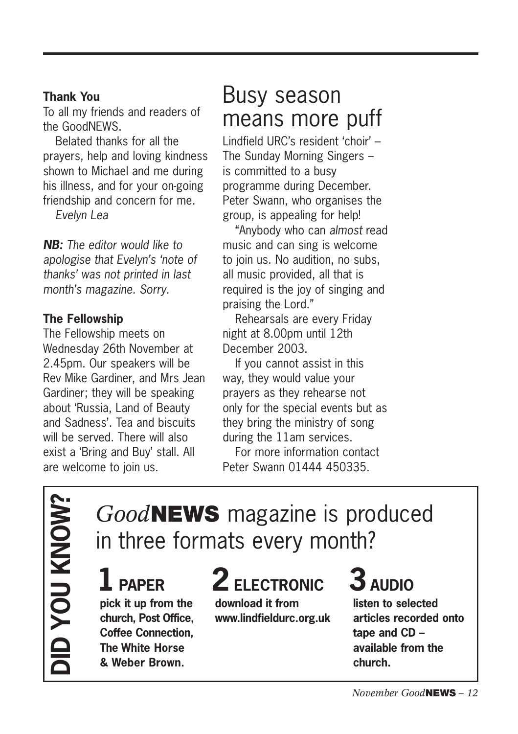**Thank You**

To all my friends and readers of the GoodNEWS.

Belated thanks for all the prayers, help and loving kindness shown to Michael and me during his illness, and for your on-going friendship and concern for me.

*Evelyn Lea*

***NB:*** *The editor would like to apologise that Evelyn's 'note of thanks' was not printed in last month's magazine. Sorry.*

**The Fellowship**

The Fellowship meets on Wednesday 26th November at 2.45pm. Our speakers will be Rev Mike Gardiner, and Mrs Jean Gardiner; they will be speaking about 'Russia, Land of Beauty and Sadness'. Tea and biscuits will be served. There will also exist a 'Bring and Buy' stall. All are welcome to join us.

# Busy season means more puff

Lindfield URC's resident 'choir' – The Sunday Morning Singers – is committed to a busy programme during December. Peter Swann, who organises the group, is appealing for help!

"Anybody who can *almost* read music and can sing is welcome to join us. No audition, no subs, all music provided, all that is required is the joy of singing and praising the Lord."

Rehearsals are every Friday night at 8.00pm until 12th December 2003.

If you cannot assist in this way, they would value your prayers as they rehearse not only for the special events but as they bring the ministry of song during the 11am services.

For more information contact Peter Swann 01444 450335.

**DID YOU KNOW?**

## *Good*NEWS magazine is produced in three formats every month?

**1 PAPER**

**pick it up from the church, Post Office, Coffee Connection, The White Horse & Weber Brown.**

**2 ELECTRONIC**

**download it from www.lindfieldurc.org.uk**

**3 AUDIO**

**listen to selected articles recorded onto tape and CD – available from the church.**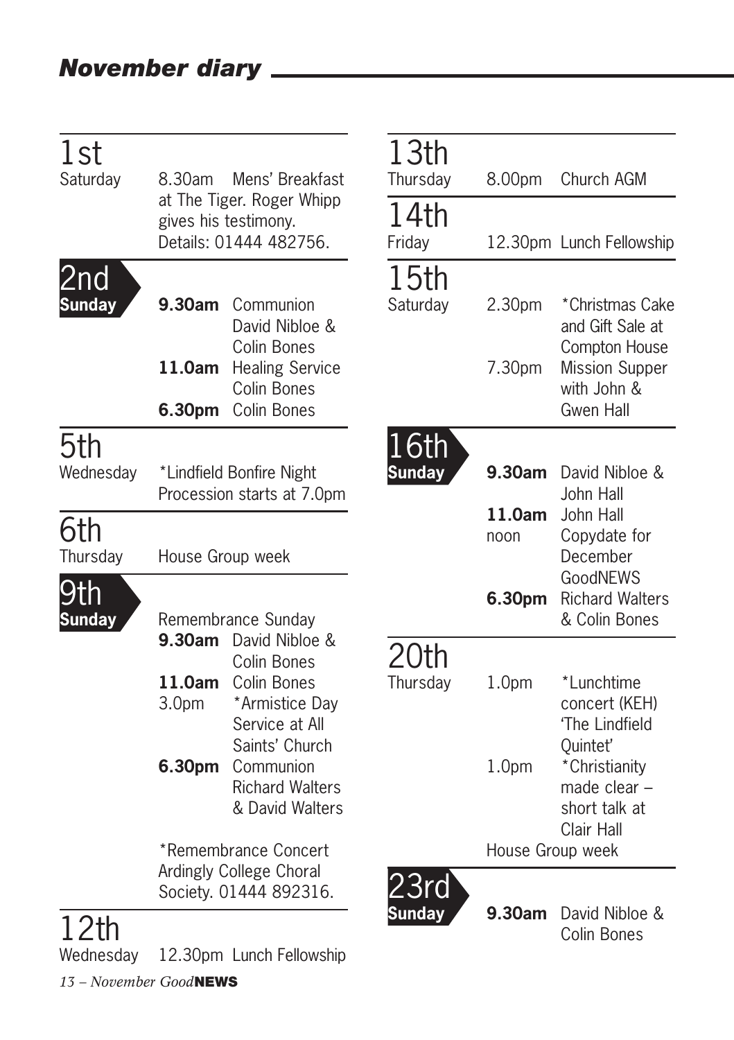# *November diary*

**1st**
Saturday
8.30am Mens' Breakfast at The Tiger. Roger Whipp gives his testimony. Details: 01444 482756.

**2nd**
**Sunday**
**9.30am** Communion David Nibloe & Colin Bones
**11.0am** Healing Service Colin Bones
**6.30pm** Colin Bones

**5th**
Wednesday
*Lindfield Bonfire Night Procession starts at 7.0pm

**6th**
Thursday
House Group week

**9th**
**Sunday**
Remembrance Sunday
**9.30am** David Nibloe & Colin Bones
**11.0am** Colin Bones
3.0pm *Armistice Day Service at All Saints' Church
**6.30pm** Communion Richard Walters & David Walters

*Remembrance Concert Ardingly College Choral Society. 01444 892316.

**12th**
Wednesday
12.30pm Lunch Fellowship

**13th**
Thursday
8.00pm Church AGM

**14th**
Friday
12.30pm Lunch Fellowship

**15th**
Saturday
2.30pm *Christmas Cake and Gift Sale at Compton House
7.30pm Mission Supper with John & Gwen Hall

**16th**
**Sunday**
**9.30am** David Nibloe & John Hall
**11.0am** John Hall
noon Copydate for December GoodNEWS
**6.30pm** Richard Walters & Colin Bones

**20th**
Thursday
1.0pm *Lunchtime concert (KEH) 'The Lindfield Quintet'
1.0pm *Christianity made clear – short talk at Clair Hall
House Group week

**23rd**
**Sunday**
**9.30am** David Nibloe & Colin Bones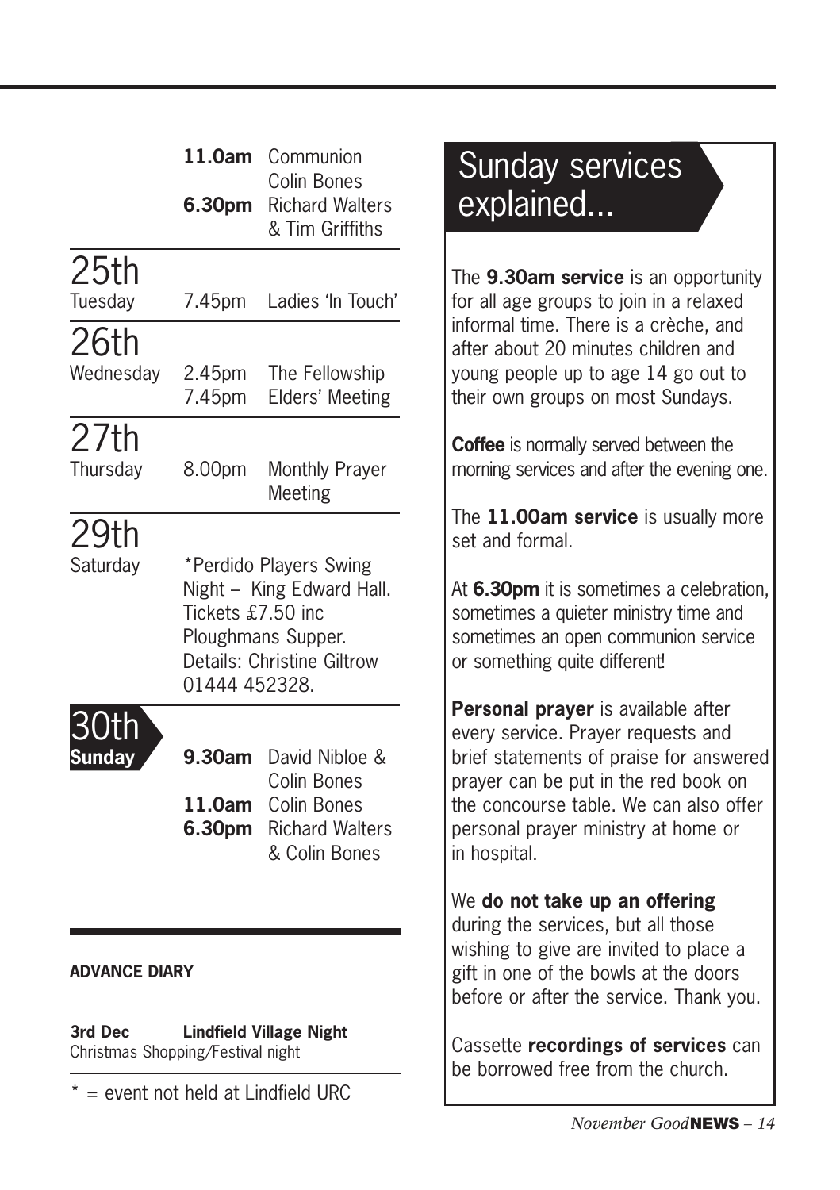| | | |
|---|---|---|
| | **11.0am** | Communion Colin Bones |
| | **6.30pm** | Richard Walters & Tim Griffiths |

## 25th
Tuesday

| | |
|---|---|
| 7.45pm | Ladies 'In Touch' |

## 26th
Wednesday

| | |
|---|---|
| 2.45pm | The Fellowship |
| 7.45pm | Elders' Meeting |

## 27th
Thursday

| | |
|---|---|
| 8.00pm | Monthly Prayer Meeting |

## 29th
Saturday

*Perdido Players Swing Night – King Edward Hall. Tickets £7.50 inc Ploughmans Supper. Details: Christine Giltrow 01444 452328.

## 30th
**Sunday**

| | |
|---|---|
| **9.30am** | David Nibloe & Colin Bones |
| **11.0am** | Colin Bones |
| **6.30pm** | Richard Walters & Colin Bones |

**ADVANCE DIARY**

**3rd Dec** **Lindfield Village Night**
Christmas Shopping/Festival night

* = event not held at Lindfield URC

# Sunday services explained...

The **9.30am service** is an opportunity for all age groups to join in a relaxed informal time. There is a crèche, and after about 20 minutes children and young people up to age 14 go out to their own groups on most Sundays.

**Coffee** is normally served between the morning services and after the evening one.

The **11.00am service** is usually more set and formal.

At **6.30pm** it is sometimes a celebration, sometimes a quieter ministry time and sometimes an open communion service or something quite different!

**Personal prayer** is available after every service. Prayer requests and brief statements of praise for answered prayer can be put in the red book on the concourse table. We can also offer personal prayer ministry at home or in hospital.

We **do not take up an offering** during the services, but all those wishing to give are invited to place a gift in one of the bowls at the doors before or after the service. Thank you.

Cassette **recordings of services** can be borrowed free from the church.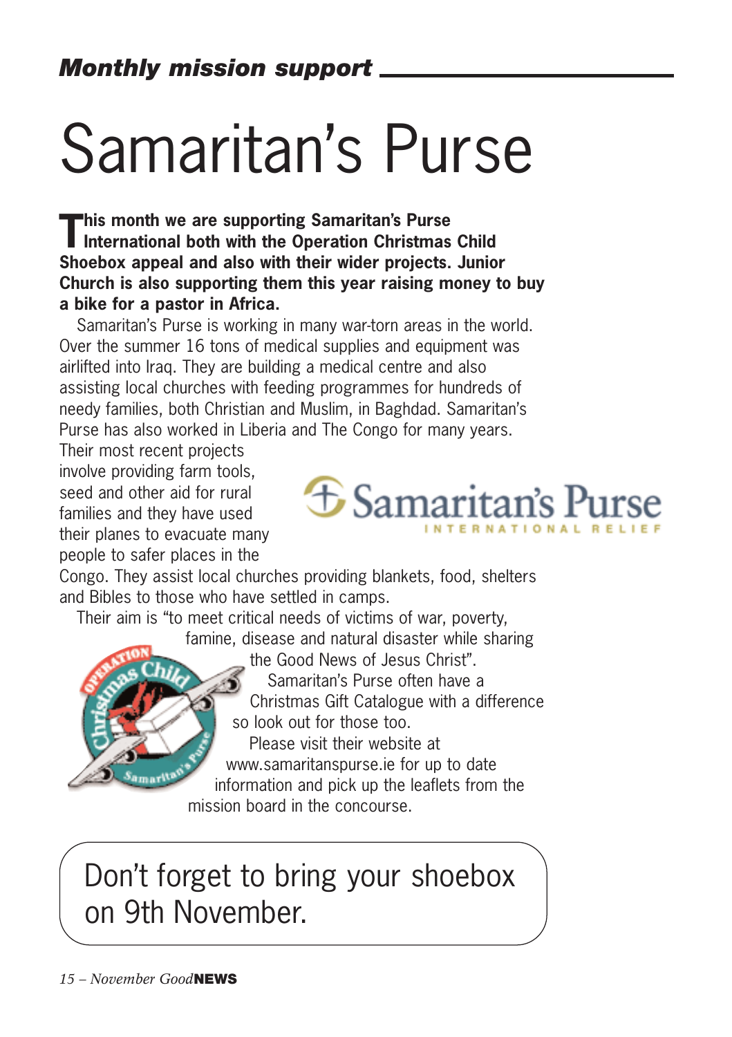*Monthly mission support*

# Samaritan's Purse

**This month we are supporting Samaritan's Purse International both with the Operation Christmas Child Shoebox appeal and also with their wider projects. Junior Church is also supporting them this year raising money to buy a bike for a pastor in Africa.**

Samaritan's Purse is working in many war-torn areas in the world. Over the summer 16 tons of medical supplies and equipment was airlifted into Iraq. They are building a medical centre and also assisting local churches with feeding programmes for hundreds of needy families, both Christian and Muslim, in Baghdad. Samaritan's Purse has also worked in Liberia and The Congo for many years. Their most recent projects involve providing farm tools, seed and other aid for rural families and they have used their planes to evacuate many people to safer places in the Congo. They assist local churches providing blankets, food, shelters and Bibles to those who have settled in camps.

Their aim is "to meet critical needs of victims of war, poverty, famine, disease and natural disaster while sharing the Good News of Jesus Christ".

Samaritan's Purse often have a Christmas Gift Catalogue with a difference so look out for those too.

Please visit their website at www.samaritanspurse.ie for up to date information and pick up the leaflets from the mission board in the concourse.

Don't forget to bring your shoebox on 9th November.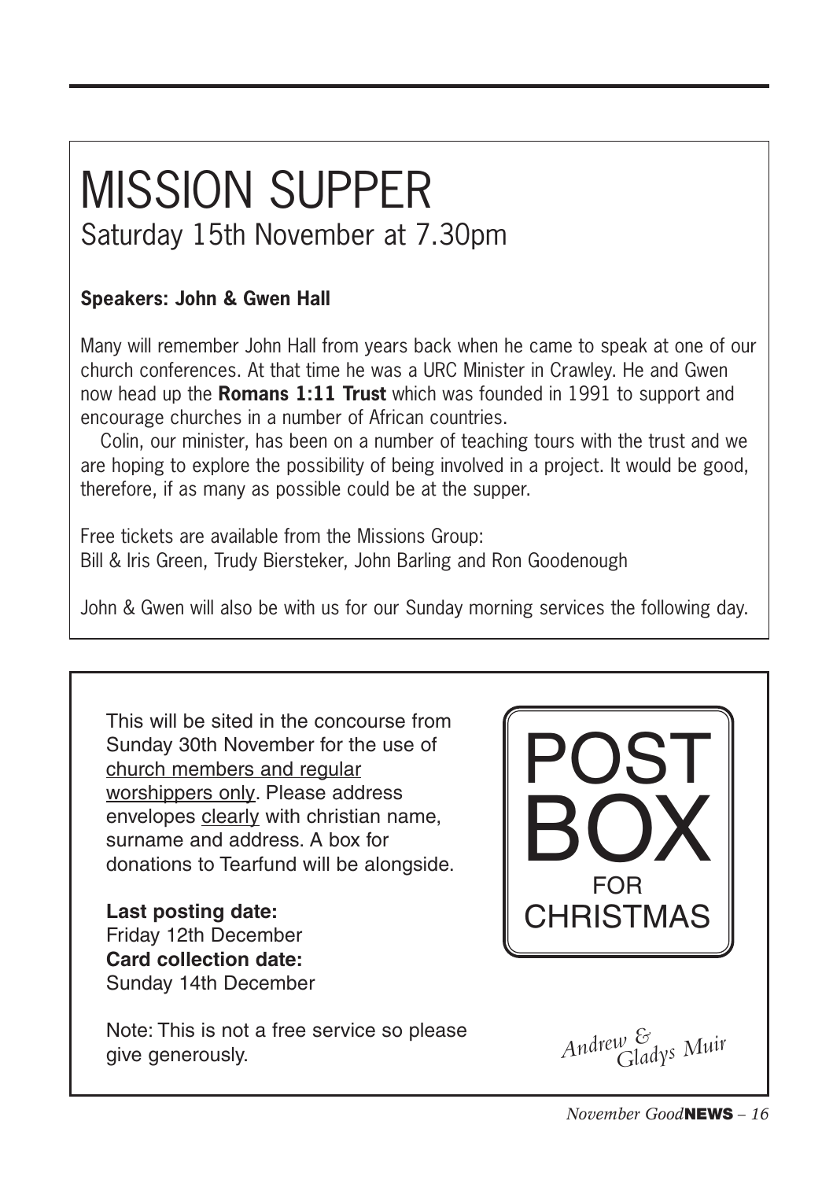# MISSION SUPPER

## Saturday 15th November at 7.30pm

**Speakers: John & Gwen Hall**

Many will remember John Hall from years back when he came to speak at one of our church conferences. At that time he was a URC Minister in Crawley. He and Gwen now head up the **Romans 1:11 Trust** which was founded in 1991 to support and encourage churches in a number of African countries.

Colin, our minister, has been on a number of teaching tours with the trust and we are hoping to explore the possibility of being involved in a project. It would be good, therefore, if as many as possible could be at the supper.

Free tickets are available from the Missions Group:
Bill & Iris Green, Trudy Biersteker, John Barling and Ron Goodenough

John & Gwen will also be with us for our Sunday morning services the following day.

---

# POST BOX FOR CHRISTMAS

This will be sited in the concourse from Sunday 30th November for the use of church members and regular worshippers only. Please address envelopes clearly with christian name, surname and address. A box for donations to Tearfund will be alongside.

**Last posting date:**
Friday 12th December
**Card collection date:**
Sunday 14th December

Note: This is not a free service so please give generously.

*Andrew & Gladys Muir*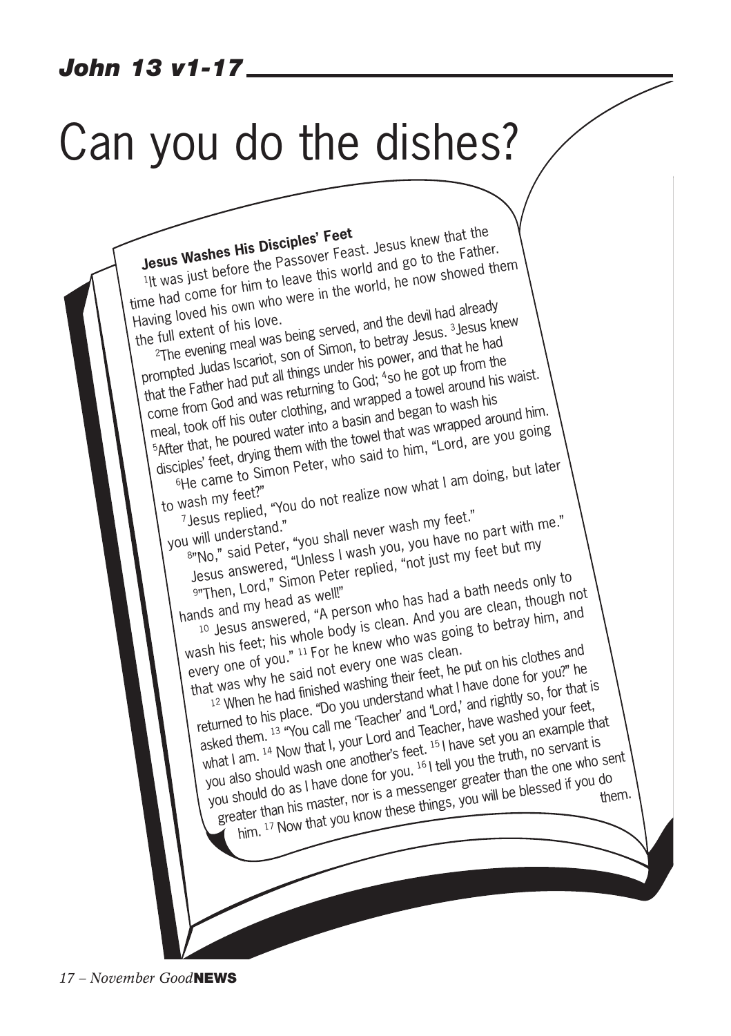## *John 13 v1-17*

# Can you do the dishes?

**Jesus Washes His Disciples' Feet**

[1]It was just before the Passover Feast. Jesus knew that the time had come for him to leave this world and go to the Father. Having loved his own who were in the world, he now showed them the full extent of his love.

[2]The evening meal was being served, and the devil had already prompted Judas Iscariot, son of Simon, to betray Jesus. [3]Jesus knew that the Father had put all things under his power, and that he had come from God and was returning to God; [4]so he got up from the meal, took off his outer clothing, and wrapped a towel around his waist. [5]After that, he poured water into a basin and began to wash his disciples' feet, drying them with the towel that was wrapped around him.

[6]He came to Simon Peter, who said to him, "Lord, are you going to wash my feet?"

[7]Jesus replied, "You do not realize now what I am doing, but later you will understand."

[8]"No," said Peter, "you shall never wash my feet."

Jesus answered, "Unless I wash you, you have no part with me."

[9]"Then, Lord," Simon Peter replied, "not just my feet but my hands and my head as well!"

[10]Jesus answered, "A person who has had a bath needs only to wash his feet; his whole body is clean. And you are clean, though not every one of you." [11]For he knew who was going to betray him, and that was why he said not every one was clean.

[12]When he had finished washing their feet, he put on his clothes and returned to his place. "Do you understand what I have done for you?" he asked them. [13]"You call me 'Teacher' and 'Lord,' and rightly so, for that is what I am. [14]Now that I, your Lord and Teacher, have washed your feet, you also should wash one another's feet. [15]I have set you an example that you should do as I have done for you. [16]I tell you the truth, no servant is greater than his master, nor is a messenger greater than the one who sent him. [17]Now that you know these things, you will be blessed if you do them.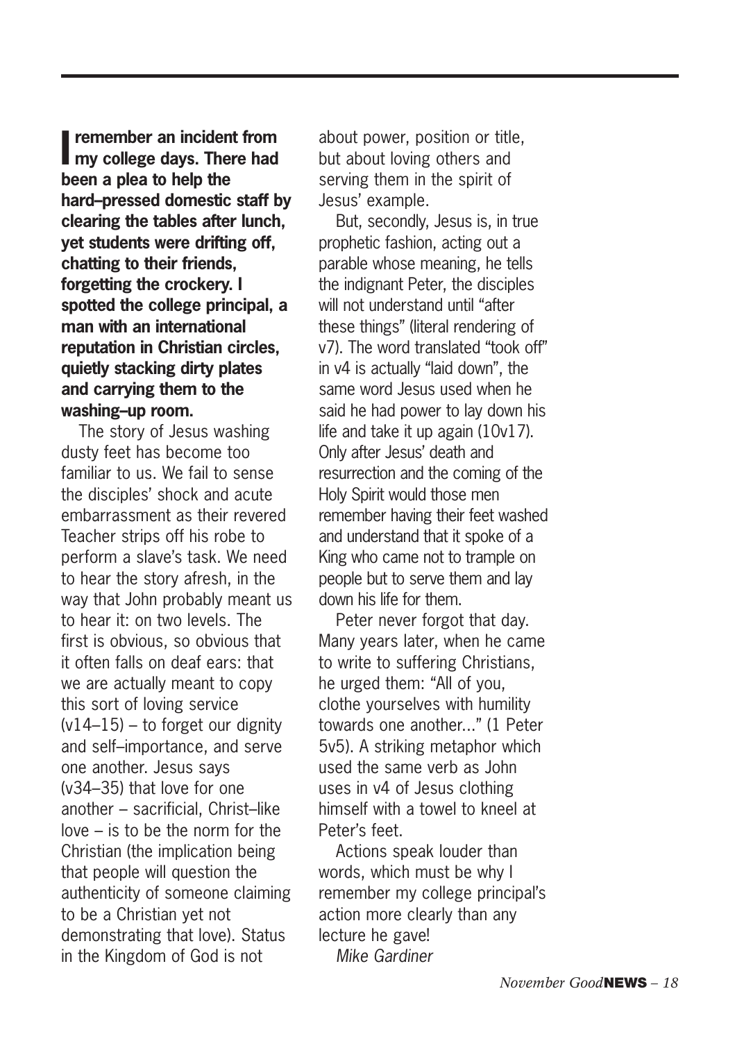**I remember an incident from my college days. There had been a plea to help the hard–pressed domestic staff by clearing the tables after lunch, yet students were drifting off, chatting to their friends, forgetting the crockery. I spotted the college principal, a man with an international reputation in Christian circles, quietly stacking dirty plates and carrying them to the washing–up room.**

The story of Jesus washing dusty feet has become too familiar to us. We fail to sense the disciples' shock and acute embarrassment as their revered Teacher strips off his robe to perform a slave's task. We need to hear the story afresh, in the way that John probably meant us to hear it: on two levels. The first is obvious, so obvious that it often falls on deaf ears: that we are actually meant to copy this sort of loving service (v14–15) – to forget our dignity and self–importance, and serve one another. Jesus says (v34–35) that love for one another – sacrificial, Christ–like love – is to be the norm for the Christian (the implication being that people will question the authenticity of someone claiming to be a Christian yet not demonstrating that love). Status in the Kingdom of God is not about power, position or title, but about loving others and serving them in the spirit of Jesus' example.

But, secondly, Jesus is, in true prophetic fashion, acting out a parable whose meaning, he tells the indignant Peter, the disciples will not understand until "after these things" (literal rendering of v7). The word translated "took off" in v4 is actually "laid down", the same word Jesus used when he said he had power to lay down his life and take it up again (10v17). Only after Jesus' death and resurrection and the coming of the Holy Spirit would those men remember having their feet washed and understand that it spoke of a King who came not to trample on people but to serve them and lay down his life for them.

Peter never forgot that day. Many years later, when he came to write to suffering Christians, he urged them: "All of you, clothe yourselves with humility towards one another..." (1 Peter 5v5). A striking metaphor which used the same verb as John uses in v4 of Jesus clothing himself with a towel to kneel at Peter's feet.

Actions speak louder than words, which must be why I remember my college principal's action more clearly than any lecture he gave!

*Mike Gardiner*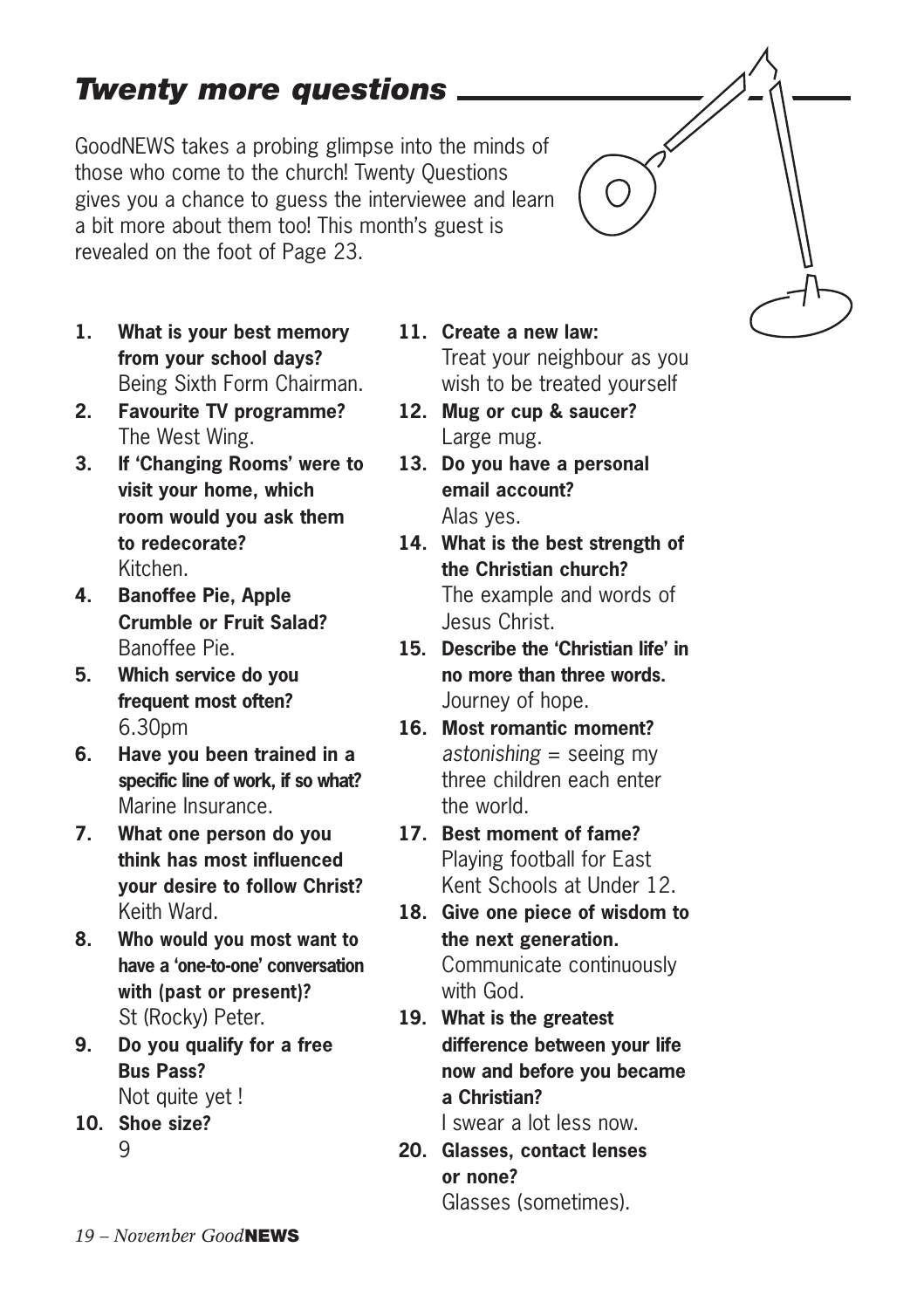## *Twenty more questions*

GoodNEWS takes a probing glimpse into the minds of those who come to the church! Twenty Questions gives you a chance to guess the interviewee and learn a bit more about them too! This month's guest is revealed on the foot of Page 23.

1. **What is your best memory from your school days?**
   Being Sixth Form Chairman.
2. **Favourite TV programme?**
   The West Wing.
3. **If 'Changing Rooms' were to visit your home, which room would you ask them to redecorate?**
   Kitchen.
4. **Banoffee Pie, Apple Crumble or Fruit Salad?**
   Banoffee Pie.
5. **Which service do you frequent most often?**
   6.30pm
6. **Have you been trained in a specific line of work, if so what?**
   Marine Insurance.
7. **What one person do you think has most influenced your desire to follow Christ?**
   Keith Ward.
8. **Who would you most want to have a 'one-to-one' conversation with (past or present)?**
   St (Rocky) Peter.
9. **Do you qualify for a free Bus Pass?**
   Not quite yet !
10. **Shoe size?**
    9
11. **Create a new law:**
    Treat your neighbour as you wish to be treated yourself
12. **Mug or cup & saucer?**
    Large mug.
13. **Do you have a personal email account?**
    Alas yes.
14. **What is the best strength of the Christian church?**
    The example and words of Jesus Christ.
15. **Describe the 'Christian life' in no more than three words.**
    Journey of hope.
16. **Most romantic moment?**
    *astonishing* = seeing my three children each enter the world.
17. **Best moment of fame?**
    Playing football for East Kent Schools at Under 12.
18. **Give one piece of wisdom to the next generation.**
    Communicate continuously with God.
19. **What is the greatest difference between your life now and before you became a Christian?**
    I swear a lot less now.
20. **Glasses, contact lenses or none?**
    Glasses (sometimes).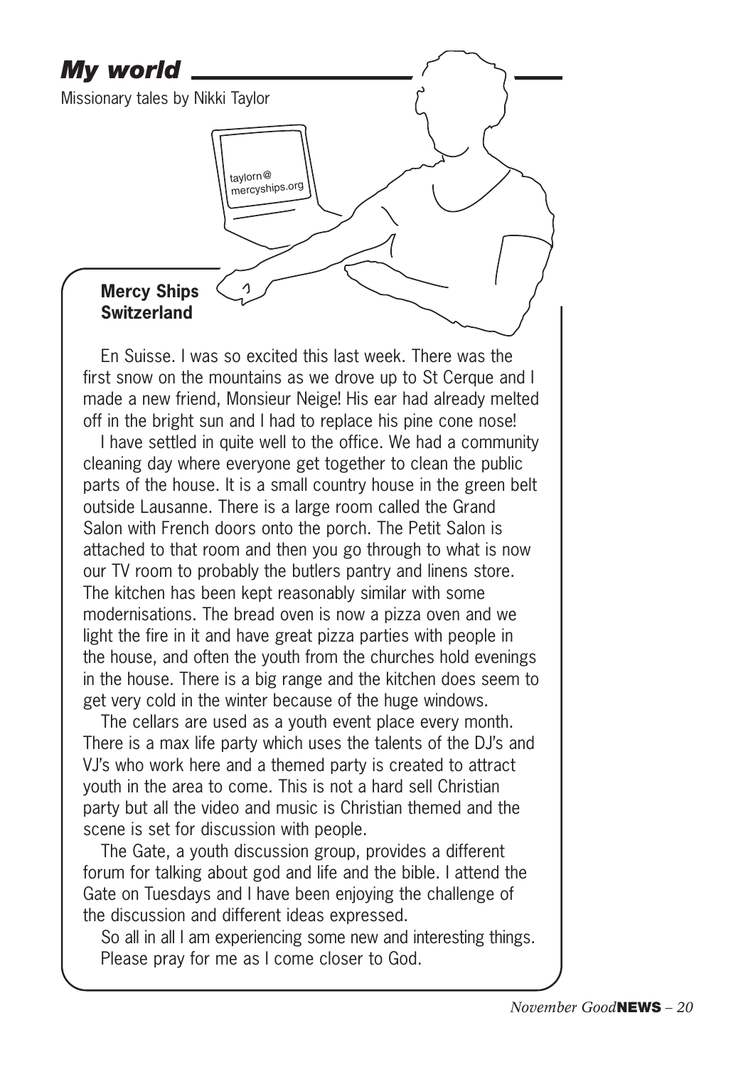## *My world*

Missionary tales by Nikki Taylor

taylorn@mercyships.org

**Mercy Ships Switzerland**

En Suisse. I was so excited this last week. There was the first snow on the mountains as we drove up to St Cerque and I made a new friend, Monsieur Neige! His ear had already melted off in the bright sun and I had to replace his pine cone nose!

I have settled in quite well to the office. We had a community cleaning day where everyone get together to clean the public parts of the house. It is a small country house in the green belt outside Lausanne. There is a large room called the Grand Salon with French doors onto the porch. The Petit Salon is attached to that room and then you go through to what is now our TV room to probably the butlers pantry and linens store. The kitchen has been kept reasonably similar with some modernisations. The bread oven is now a pizza oven and we light the fire in it and have great pizza parties with people in the house, and often the youth from the churches hold evenings in the house. There is a big range and the kitchen does seem to get very cold in the winter because of the huge windows.

The cellars are used as a youth event place every month. There is a max life party which uses the talents of the DJ's and VJ's who work here and a themed party is created to attract youth in the area to come. This is not a hard sell Christian party but all the video and music is Christian themed and the scene is set for discussion with people.

The Gate, a youth discussion group, provides a different forum for talking about god and life and the bible. I attend the Gate on Tuesdays and I have been enjoying the challenge of the discussion and different ideas expressed.

So all in all I am experiencing some new and interesting things. Please pray for me as I come closer to God.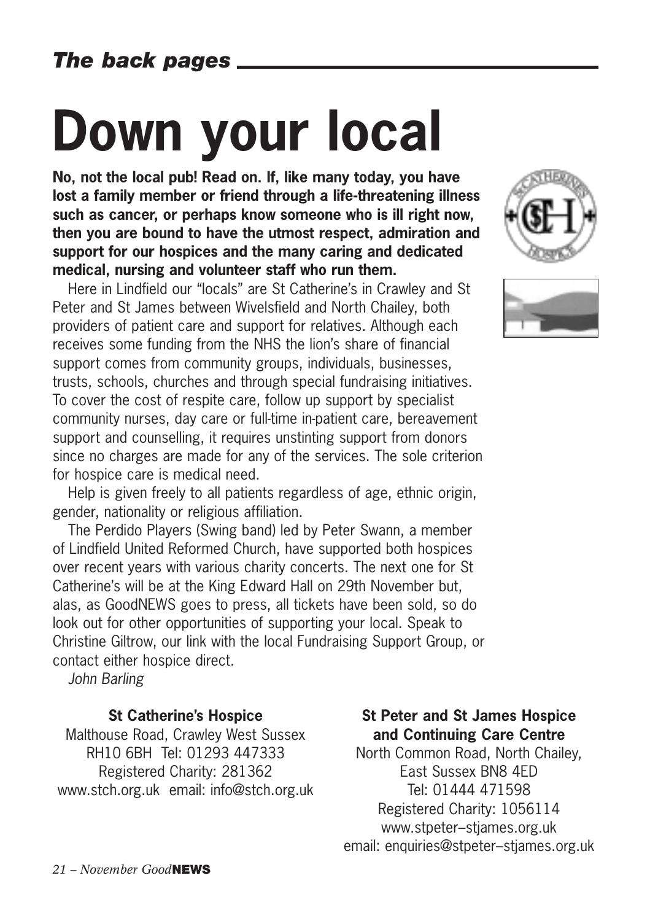*The back pages*

# Down your local

**No, not the local pub! Read on. If, like many today, you have lost a family member or friend through a life-threatening illness such as cancer, or perhaps know someone who is ill right now, then you are bound to have the utmost respect, admiration and support for our hospices and the many caring and dedicated medical, nursing and volunteer staff who run them.**

Here in Lindfield our "locals" are St Catherine's in Crawley and St Peter and St James between Wivelsfield and North Chailey, both providers of patient care and support for relatives. Although each receives some funding from the NHS the lion's share of financial support comes from community groups, individuals, businesses, trusts, schools, churches and through special fundraising initiatives. To cover the cost of respite care, follow up support by specialist community nurses, day care or full-time in-patient care, bereavement support and counselling, it requires unstinting support from donors since no charges are made for any of the services. The sole criterion for hospice care is medical need.

Help is given freely to all patients regardless of age, ethnic origin, gender, nationality or religious affiliation.

The Perdido Players (Swing band) led by Peter Swann, a member of Lindfield United Reformed Church, have supported both hospices over recent years with various charity concerts. The next one for St Catherine's will be at the King Edward Hall on 29th November but, alas, as GoodNEWS goes to press, all tickets have been sold, so do look out for other opportunities of supporting your local. Speak to Christine Giltrow, our link with the local Fundraising Support Group, or contact either hospice direct.

*John Barling*

**St Catherine's Hospice**
Malthouse Road, Crawley West Sussex
RH10 6BH Tel: 01293 447333
Registered Charity: 281362
www.stch.org.uk email: info@stch.org.uk

**St Peter and St James Hospice and Continuing Care Centre**
North Common Road, North Chailey,
East Sussex BN8 4ED
Tel: 01444 471598
Registered Charity: 1056114
www.stpeter–stjames.org.uk
email: enquiries@stpeter–stjames.org.uk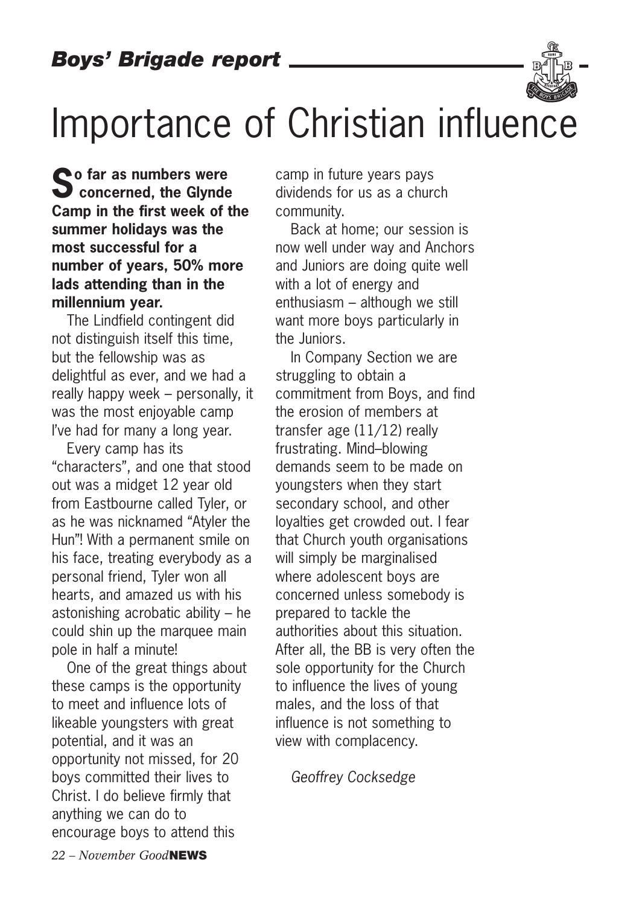*Boys' Brigade report*

# Importance of Christian influence

**So far as numbers were concerned, the Glynde Camp in the first week of the summer holidays was the most successful for a number of years, 50% more lads attending than in the millennium year.**

The Lindfield contingent did not distinguish itself this time, but the fellowship was as delightful as ever, and we had a really happy week – personally, it was the most enjoyable camp I've had for many a long year.

Every camp has its "characters", and one that stood out was a midget 12 year old from Eastbourne called Tyler, or as he was nicknamed "Atyler the Hun"! With a permanent smile on his face, treating everybody as a personal friend, Tyler won all hearts, and amazed us with his astonishing acrobatic ability – he could shin up the marquee main pole in half a minute!

One of the great things about these camps is the opportunity to meet and influence lots of likeable youngsters with great potential, and it was an opportunity not missed, for 20 boys committed their lives to Christ. I do believe firmly that anything we can do to encourage boys to attend this camp in future years pays dividends for us as a church community.

Back at home; our session is now well under way and Anchors and Juniors are doing quite well with a lot of energy and enthusiasm – although we still want more boys particularly in the Juniors.

In Company Section we are struggling to obtain a commitment from Boys, and find the erosion of members at transfer age (11/12) really frustrating. Mind–blowing demands seem to be made on youngsters when they start secondary school, and other loyalties get crowded out. I fear that Church youth organisations will simply be marginalised where adolescent boys are concerned unless somebody is prepared to tackle the authorities about this situation. After all, the BB is very often the sole opportunity for the Church to influence the lives of young males, and the loss of that influence is not something to view with complacency.

*Geoffrey Cocksedge*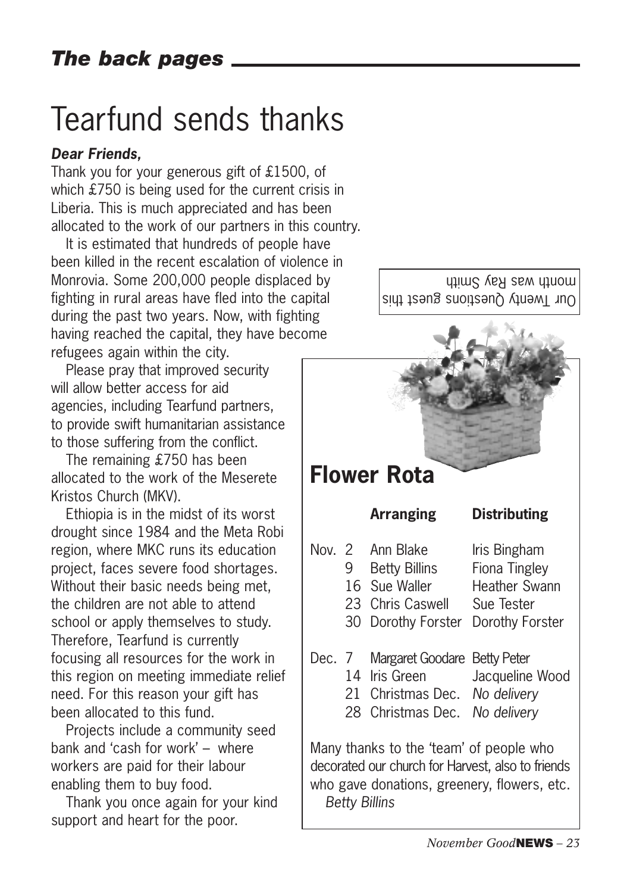# Tearfund sends thanks

***Dear Friends,***

Thank you for your generous gift of £1500, of which £750 is being used for the current crisis in Liberia. This is much appreciated and has been allocated to the work of our partners in this country.

It is estimated that hundreds of people have been killed in the recent escalation of violence in Monrovia. Some 200,000 people displaced by fighting in rural areas have fled into the capital during the past two years. Now, with fighting having reached the capital, they have become refugees again within the city.

Please pray that improved security will allow better access for aid agencies, including Tearfund partners, to provide swift humanitarian assistance to those suffering from the conflict.

The remaining £750 has been allocated to the work of the Meserete Kristos Church (MKV).

Ethiopia is in the midst of its worst drought since 1984 and the Meta Robi region, where MKC runs its education project, faces severe food shortages. Without their basic needs being met, the children are not able to attend school or apply themselves to study. Therefore, Tearfund is currently focusing all resources for the work in this region on meeting immediate relief need. For this reason your gift has been allocated to this fund.

Projects include a community seed bank and 'cash for work' – where workers are paid for their labour enabling them to buy food.

Thank you once again for your kind support and heart for the poor.

Our Twenty Questions guest this month was Ray Smith

## Flower Rota

| | | Arranging | Distributing |
|---|---|---|---|
| Nov. | 2 | Ann Blake | Iris Bingham |
| | 9 | Betty Billins | Fiona Tingley |
| | 16 | Sue Waller | Heather Swann |
| | 23 | Chris Caswell | Sue Tester |
| | 30 | Dorothy Forster | Dorothy Forster |
| Dec. | 7 | Margaret Goodare | Betty Peter |
| | 14 | Iris Green | Jacqueline Wood |
| | 21 | Christmas Dec. | *No delivery* |
| | 28 | Christmas Dec. | *No delivery* |

Many thanks to the 'team' of people who decorated our church for Harvest, also to friends who gave donations, greenery, flowers, etc.

*Betty Billins*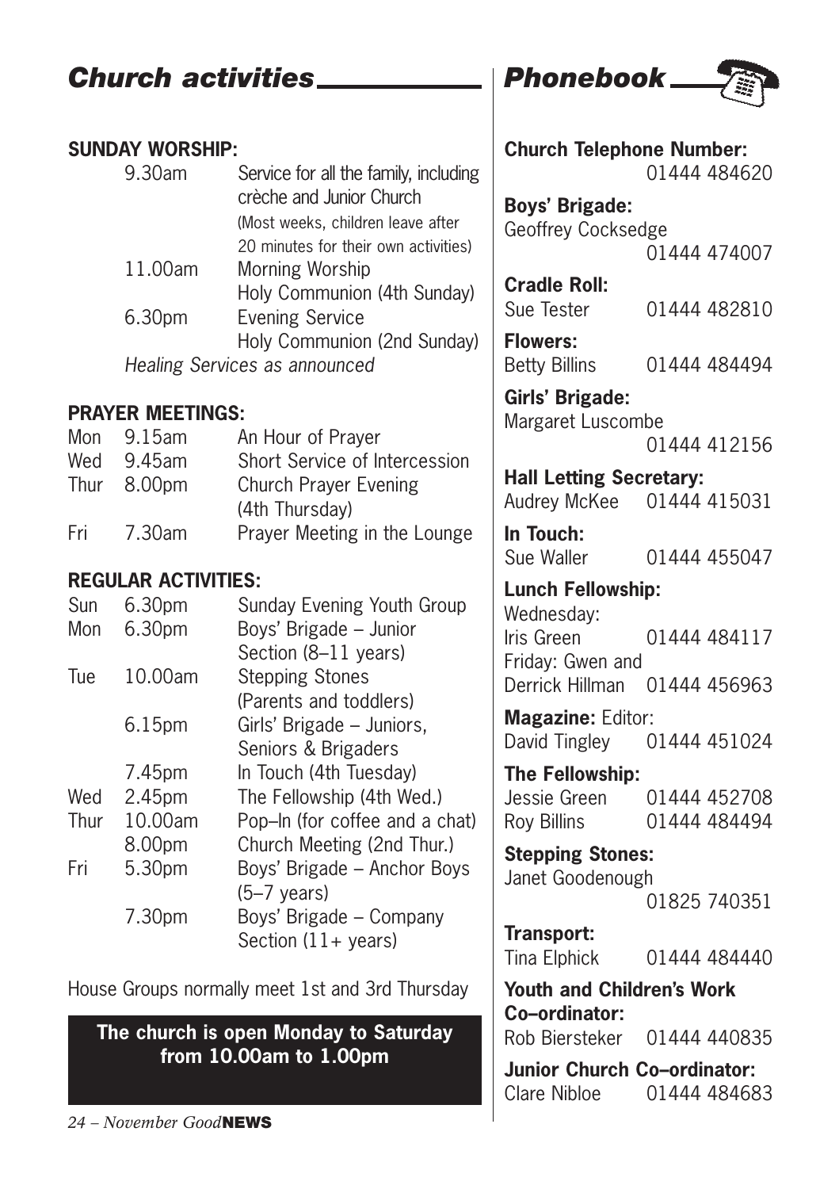# Church activities

**SUNDAY WORSHIP:**

| | |
|---|---|
| 9.30am | Service for all the family, including crèche and Junior Church (Most weeks, children leave after 20 minutes for their own activities) |
| 11.00am | Morning Worship<br>Holy Communion (4th Sunday) |
| 6.30pm | Evening Service<br>Holy Communion (2nd Sunday) |

*Healing Services as announced*

**PRAYER MEETINGS:**

| | | |
|---|---|---|
| Mon | 9.15am | An Hour of Prayer |
| Wed | 9.45am | Short Service of Intercession |
| Thur | 8.00pm | Church Prayer Evening (4th Thursday) |
| Fri | 7.30am | Prayer Meeting in the Lounge |

**REGULAR ACTIVITIES:**

| | | |
|---|---|---|
| Sun | 6.30pm | Sunday Evening Youth Group |
| Mon | 6.30pm | Boys' Brigade – Junior Section (8–11 years) |
| Tue | 10.00am | Stepping Stones (Parents and toddlers) |
| | 6.15pm | Girls' Brigade – Juniors, Seniors & Brigaders |
| | 7.45pm | In Touch (4th Tuesday) |
| Wed | 2.45pm | The Fellowship (4th Wed.) |
| Thur | 10.00am | Pop–In (for coffee and a chat) |
| | 8.00pm | Church Meeting (2nd Thur.) |
| Fri | 5.30pm | Boys' Brigade – Anchor Boys (5–7 years) |
| | 7.30pm | Boys' Brigade – Company Section (11+ years) |

House Groups normally meet 1st and 3rd Thursday

**The church is open Monday to Saturday from 10.00am to 1.00pm**

# Phonebook

**Church Telephone Number:**
01444 484620

**Boys' Brigade:**
Geoffrey Cocksedge 01444 474007

**Cradle Roll:**
Sue Tester 01444 482810

**Flowers:**
Betty Billins 01444 484494

**Girls' Brigade:**
Margaret Luscombe 01444 412156

**Hall Letting Secretary:**
Audrey McKee 01444 415031

**In Touch:**
Sue Waller 01444 455047

**Lunch Fellowship:**
Wednesday:
Iris Green 01444 484117
Friday: Gwen and Derrick Hillman 01444 456963

**Magazine:** Editor:
David Tingley 01444 451024

**The Fellowship:**
Jessie Green 01444 452708
Roy Billins 01444 484494

**Stepping Stones:**
Janet Goodenough 01825 740351

**Transport:**
Tina Elphick 01444 484440

**Youth and Children's Work Co–ordinator:**
Rob Biersteker 01444 440835

**Junior Church Co–ordinator:**
Clare Nibloe 01444 484683